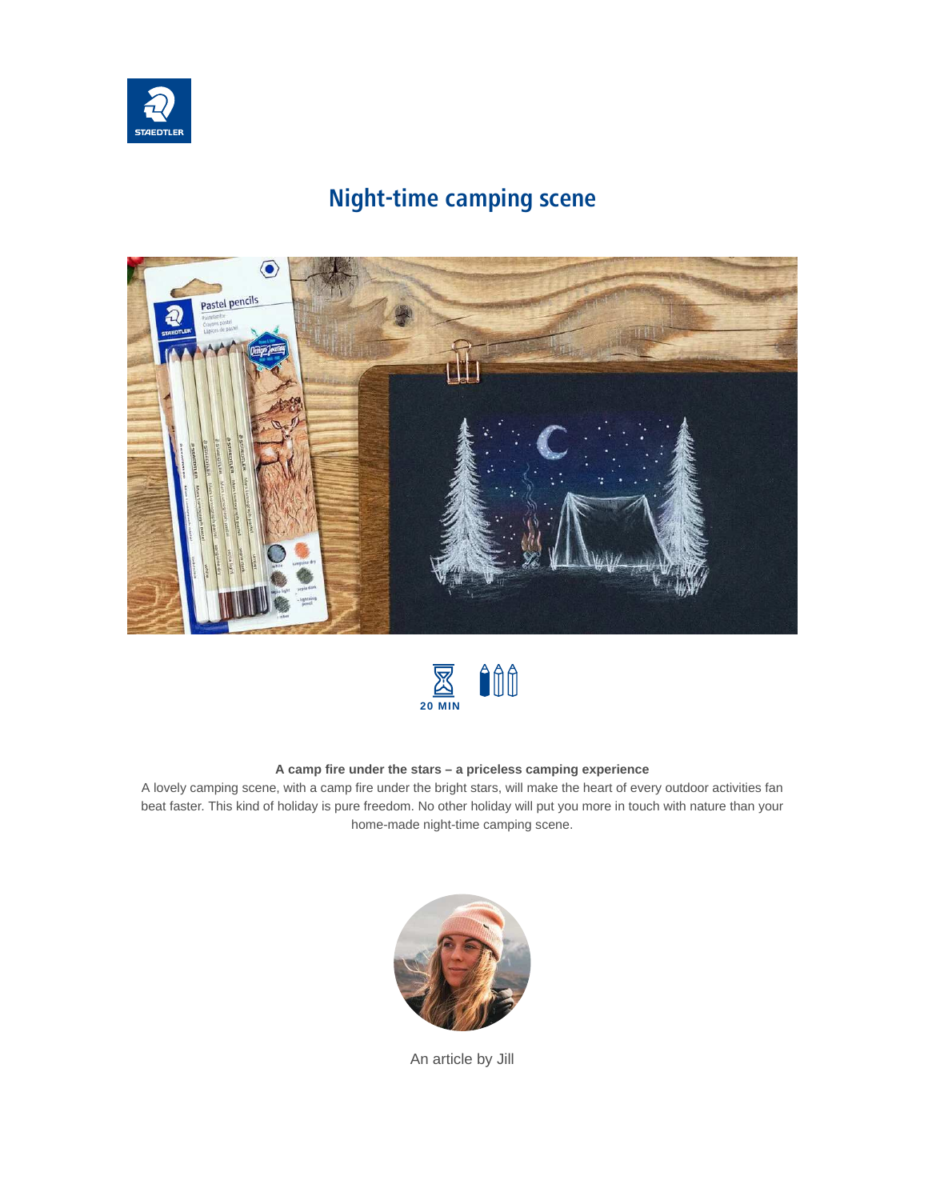# Night-time camping scene

20 MIN

**A camp fire under the stars – a priceless camping experience**

A lovely camping scene, with a camp fire under the bright stars, will make the heart of every outdoor activities fan beat faster. This kind of holiday is pure freedom. No other holiday will put you more in touch with nature than your home-made night-time camping scene.

An article by Jill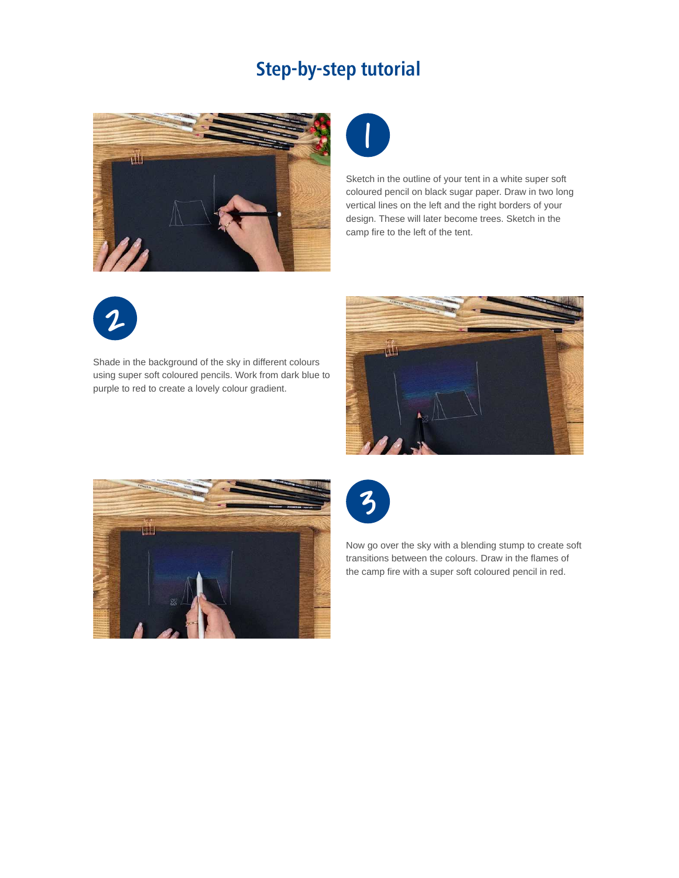## Step-by-step tutorial

1

Sketch in the outline of your tent in a white super soft coloured pencil on black sugar paper. Draw in two long vertical lines on the left and the right borders of your design. These will later become trees. Sketch in the camp fire to the left of the tent.

2

Shade in the background of the sky in different colours using super soft coloured pencils. Work from dark blue to purple to red to create a lovely colour gradient.

3

Now go over the sky with a blending stump to create soft transitions between the colours. Draw in the flames of the camp fire with a super soft coloured pencil in red.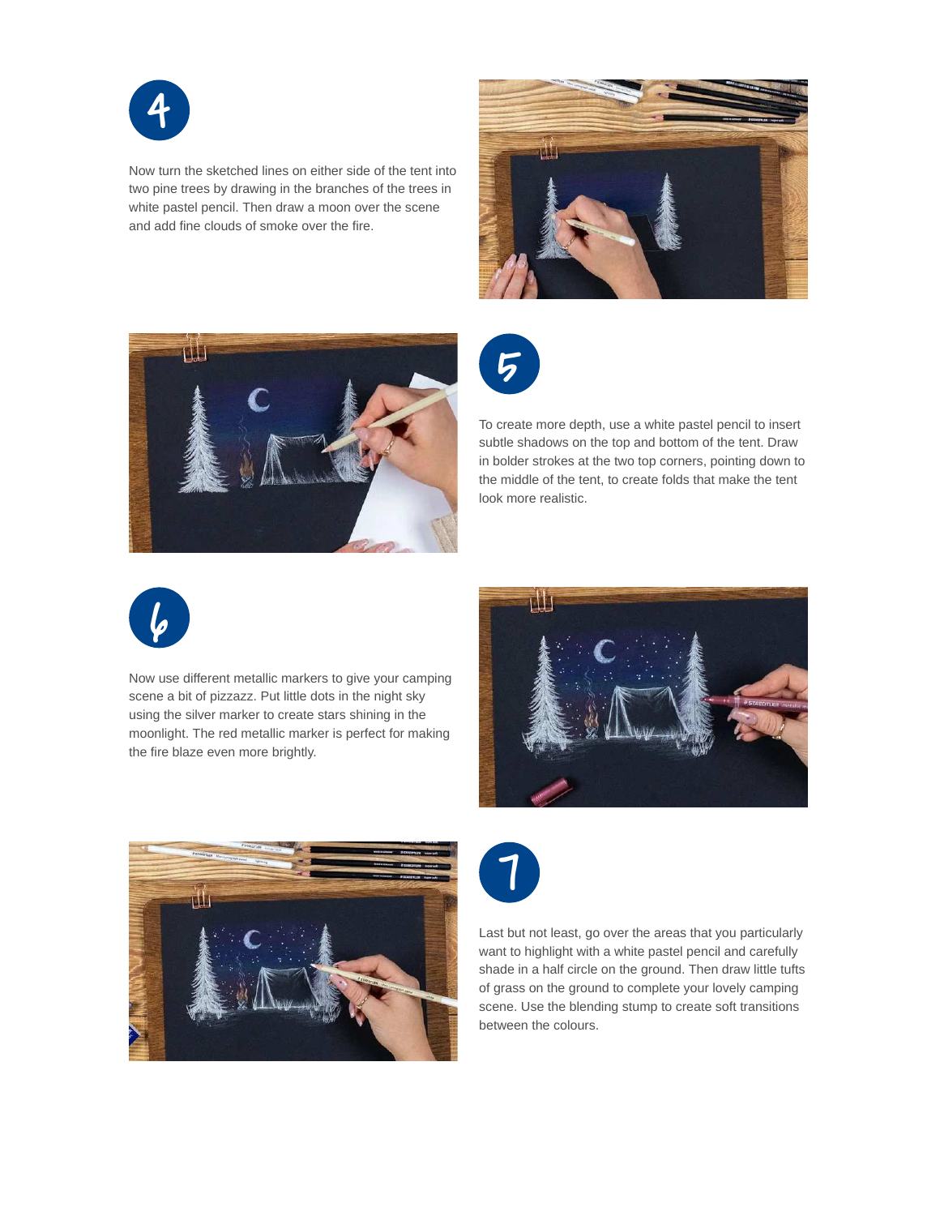## 4

Now turn the sketched lines on either side of the tent into two pine trees by drawing in the branches of the trees in white pastel pencil. Then draw a moon over the scene and add fine clouds of smoke over the fire.

## 5

To create more depth, use a white pastel pencil to insert subtle shadows on the top and bottom of the tent. Draw in bolder strokes at the two top corners, pointing down to the middle of the tent, to create folds that make the tent look more realistic.

## 6

Now use different metallic markers to give your camping scene a bit of pizzazz. Put little dots in the night sky using the silver marker to create stars shining in the moonlight. The red metallic marker is perfect for making the fire blaze even more brightly.

## 7

Last but not least, go over the areas that you particularly want to highlight with a white pastel pencil and carefully shade in a half circle on the ground. Then draw little tufts of grass on the ground to complete your lovely camping scene. Use the blending stump to create soft transitions between the colours.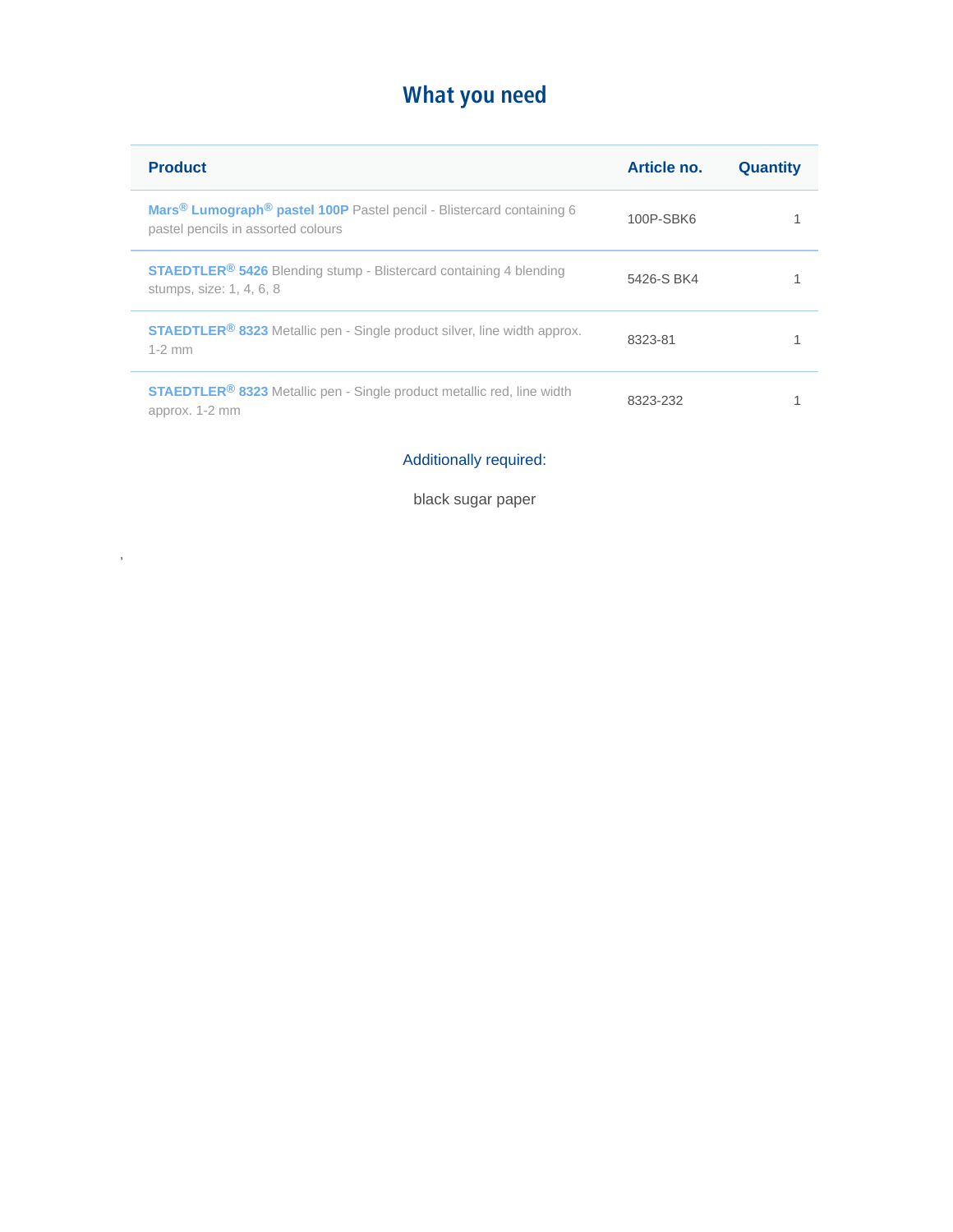# What you need

| Product | Article no. | Quantity |
| --- | --- | --- |
| **Mars® Lumograph® pastel 100P** Pastel pencil - Blistercard containing 6 pastel pencils in assorted colours | 100P-SBK6 | 1 |
| **STAEDTLER® 5426** Blending stump - Blistercard containing 4 blending stumps, size: 1, 4, 6, 8 | 5426-S BK4 | 1 |
| **STAEDTLER® 8323** Metallic pen - Single product silver, line width approx. 1-2 mm | 8323-81 | 1 |
| **STAEDTLER® 8323** Metallic pen - Single product metallic red, line width approx. 1-2 mm | 8323-232 | 1 |

Additionally required:

black sugar paper

,